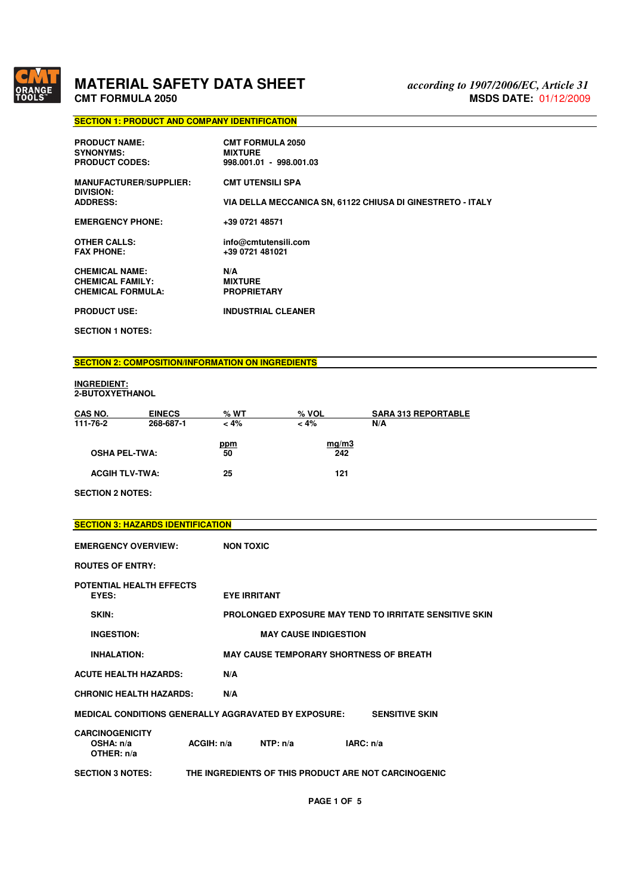# MATERIAL SAFETY DATA SHEET

**CMT FORMULA 2050**

*according to 1907/2006/EC, Article 31*

**MSDS DATE:** 01/12/2009

## SECTION 1: PRODUCT AND COMPANY IDENTIFICATION

| | |
|---|---|
| **PRODUCT NAME:** | **CMT FORMULA 2050** |
| **SYNONYMS:** | **MIXTURE** |
| **PRODUCT CODES:** | **998.001.01 - 998.001.03** |
| **MANUFACTURER/SUPPLIER:** | **CMT UTENSILI SPA** |
| **DIVISION:** | |
| **ADDRESS:** | **VIA DELLA MECCANICA SN, 61122 CHIUSA DI GINESTRETO - ITALY** |
| **EMERGENCY PHONE:** | **+39 0721 48571** |
| **OTHER CALLS:** | **info@cmtutensili.com** |
| **FAX PHONE:** | **+39 0721 481021** |
| **CHEMICAL NAME:** | **N/A** |
| **CHEMICAL FAMILY:** | **MIXTURE** |
| **CHEMICAL FORMULA:** | **PROPRIETARY** |
| **PRODUCT USE:** | **INDUSTRIAL CLEANER** |

**SECTION 1 NOTES:**

## SECTION 2: COMPOSITION/INFORMATION ON INGREDIENTS

**INGREDIENT:**
**2-BUTOXYETHANOL**

| CAS NO. | EINECS | % WT | % VOL | SARA 313 REPORTABLE |
|---|---|---|---|---|
| 111-76-2 | 268-687-1 | < 4% | < 4% | N/A |

| | ppm | mg/m3 |
|---|---|---|
| **OSHA PEL-TWA:** | 50 | 242 |
| **ACGIH TLV-TWA:** | 25 | 121 |

**SECTION 2 NOTES:**

## SECTION 3: HAZARDS IDENTIFICATION

**EMERGENCY OVERVIEW:** NON TOXIC

**ROUTES OF ENTRY:**

**POTENTIAL HEALTH EFFECTS**

- **EYES:** EYE IRRITANT
- **SKIN:** PROLONGED EXPOSURE MAY TEND TO IRRITATE SENSITIVE SKIN
- **INGESTION:** MAY CAUSE INDIGESTION
- **INHALATION:** MAY CAUSE TEMPORARY SHORTNESS OF BREATH

**ACUTE HEALTH HAZARDS:** N/A

**CHRONIC HEALTH HAZARDS:** N/A

**MEDICAL CONDITIONS GENERALLY AGGRAVATED BY EXPOSURE:** SENSITIVE SKIN

**CARCINOGENICITY**

**OSHA: n/a** **ACGIH: n/a** **NTP: n/a** **IARC: n/a**

**OTHER: n/a**

**SECTION 3 NOTES:** THE INGREDIENTS OF THIS PRODUCT ARE NOT CARCINOGENIC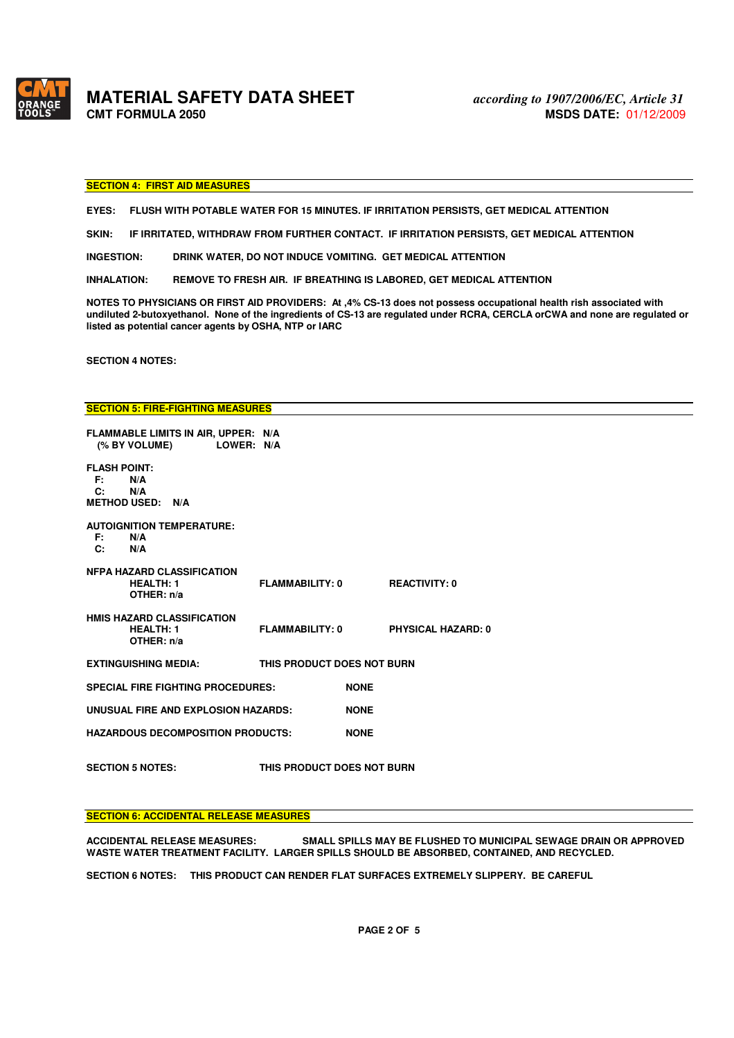## SECTION 4: FIRST AID MEASURES

**EYES:** FLUSH WITH POTABLE WATER FOR 15 MINUTES. IF IRRITATION PERSISTS, GET MEDICAL ATTENTION

**SKIN:** IF IRRITATED, WITHDRAW FROM FURTHER CONTACT. IF IRRITATION PERSISTS, GET MEDICAL ATTENTION

**INGESTION:** DRINK WATER, DO NOT INDUCE VOMITING. GET MEDICAL ATTENTION

**INHALATION:** REMOVE TO FRESH AIR. IF BREATHING IS LABORED, GET MEDICAL ATTENTION

**NOTES TO PHYSICIANS OR FIRST AID PROVIDERS:** At ,4% CS-13 does not possess occupational health rish associated with undiluted 2-butoxyethanol. None of the ingredients of CS-13 are regulated under RCRA, CERCLA orCWA and none are regulated or listed as potential cancer agents by OSHA, NTP or IARC

**SECTION 4 NOTES:**

## SECTION 5: FIRE-FIGHTING MEASURES

**FLAMMABLE LIMITS IN AIR, UPPER:** N/A
**(% BY VOLUME) LOWER:** N/A

**FLASH POINT:**
F: N/A
C: N/A
**METHOD USED:** N/A

**AUTOIGNITION TEMPERATURE:**
F: N/A
C: N/A

**NFPA HAZARD CLASSIFICATION**

| HEALTH: 1 | FLAMMABILITY: 0 | REACTIVITY: 0 |
|---|---|---|
| OTHER: n/a | | |

**HMIS HAZARD CLASSIFICATION**

| HEALTH: 1 | FLAMMABILITY: 0 | PHYSICAL HAZARD: 0 |
|---|---|---|
| OTHER: n/a | | |

**EXTINGUISHING MEDIA:** THIS PRODUCT DOES NOT BURN

**SPECIAL FIRE FIGHTING PROCEDURES:** NONE

**UNUSUAL FIRE AND EXPLOSION HAZARDS:** NONE

**HAZARDOUS DECOMPOSITION PRODUCTS:** NONE

**SECTION 5 NOTES:** THIS PRODUCT DOES NOT BURN

## SECTION 6: ACCIDENTAL RELEASE MEASURES

**ACCIDENTAL RELEASE MEASURES:** SMALL SPILLS MAY BE FLUSHED TO MUNICIPAL SEWAGE DRAIN OR APPROVED WASTE WATER TREATMENT FACILITY. LARGER SPILLS SHOULD BE ABSORBED, CONTAINED, AND RECYCLED.

**SECTION 6 NOTES:** THIS PRODUCT CAN RENDER FLAT SURFACES EXTREMELY SLIPPERY. BE CAREFUL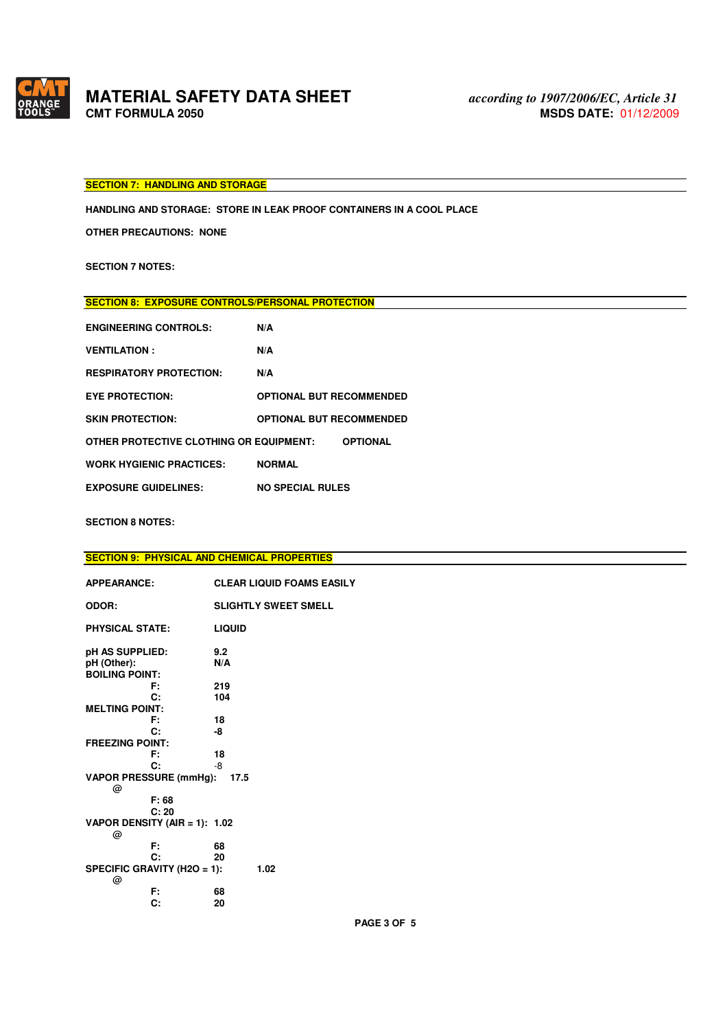## SECTION 7: HANDLING AND STORAGE

**HANDLING AND STORAGE: STORE IN LEAK PROOF CONTAINERS IN A COOL PLACE**

**OTHER PRECAUTIONS: NONE**

**SECTION 7 NOTES:**

## SECTION 8: EXPOSURE CONTROLS/PERSONAL PROTECTION

| | |
|---|---|
| **ENGINEERING CONTROLS:** | **N/A** |
| **VENTILATION :** | **N/A** |
| **RESPIRATORY PROTECTION:** | **N/A** |
| **EYE PROTECTION:** | **OPTIONAL BUT RECOMMENDED** |
| **SKIN PROTECTION:** | **OPTIONAL BUT RECOMMENDED** |
| **OTHER PROTECTIVE CLOTHING OR EQUIPMENT:** | **OPTIONAL** |
| **WORK HYGIENIC PRACTICES:** | **NORMAL** |
| **EXPOSURE GUIDELINES:** | **NO SPECIAL RULES** |

**SECTION 8 NOTES:**

## SECTION 9: PHYSICAL AND CHEMICAL PROPERTIES

| | |
|---|---|
| **APPEARANCE:** | **CLEAR LIQUID FOAMS EASILY** |
| **ODOR:** | **SLIGHTLY SWEET SMELL** |
| **PHYSICAL STATE:** | **LIQUID** |

**pH AS SUPPLIED:** 9.2
**pH (Other):** N/A
**BOILING POINT:**
- F: 219
- C: 104

**MELTING POINT:**
- F: 18
- C: -8

**FREEZING POINT:**
- F: 18
- C: -8

**VAPOR PRESSURE (mmHg):** 17.5
@
- F: 68
- C: 20

**VAPOR DENSITY (AIR = 1):** 1.02
@
- F: 68
- C: 20

**SPECIFIC GRAVITY (H2O = 1):** 1.02
@
- F: 68
- C: 20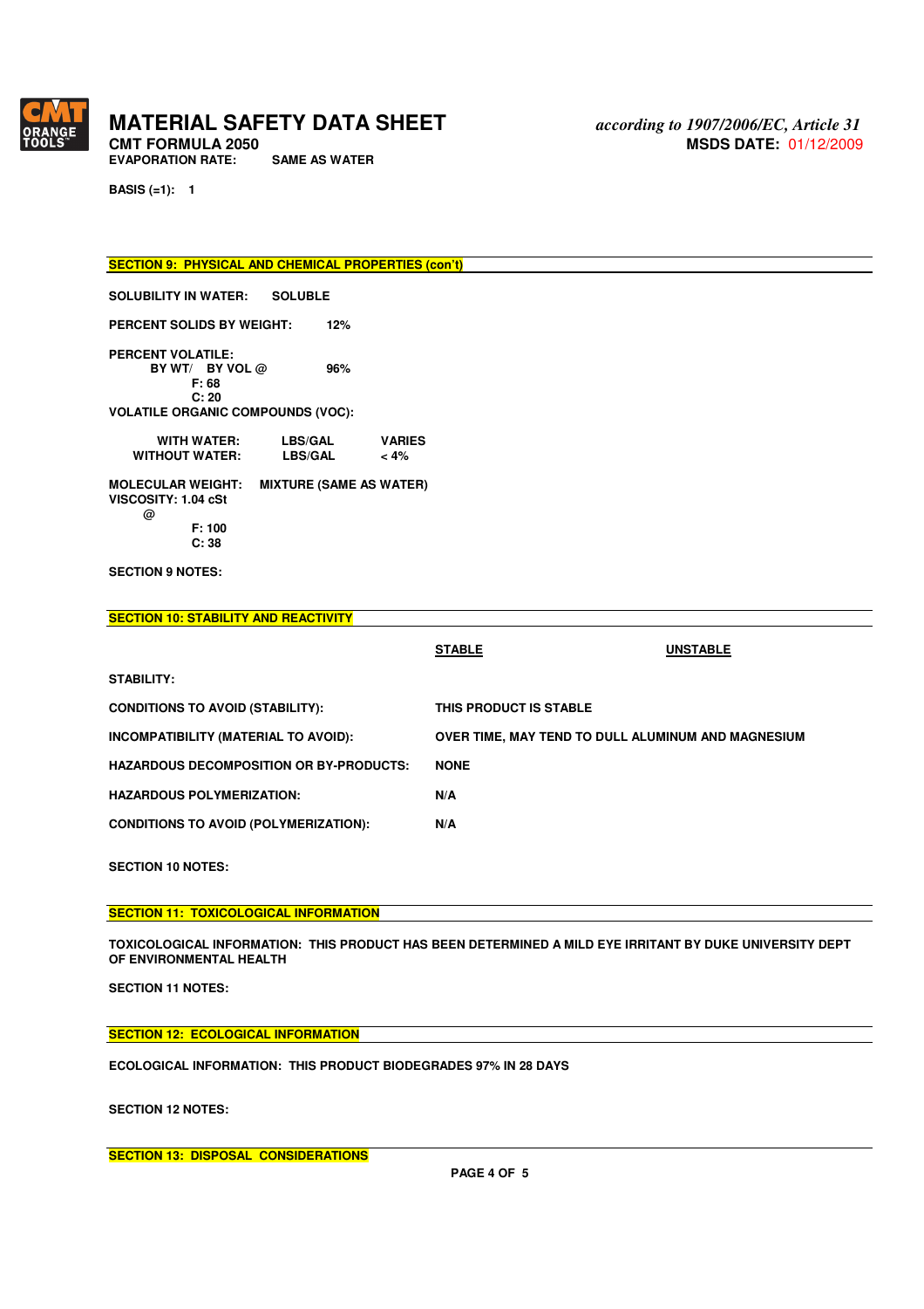EVAPORATION RATE: SAME AS WATER

BASIS (=1): 1

## SECTION 9: PHYSICAL AND CHEMICAL PROPERTIES (con't)

**SOLUBILITY IN WATER:** SOLUBLE

**PERCENT SOLIDS BY WEIGHT:** 12%

**PERCENT VOLATILE:**
BY WT/ BY VOL @ 96%
F: 68
C: 20

**VOLATILE ORGANIC COMPOUNDS (VOC):**

| | | |
|---|---|---|
| WITH WATER: | LBS/GAL | VARIES |
| WITHOUT WATER: | LBS/GAL | < 4% |

**MOLECULAR WEIGHT:** MIXTURE (SAME AS WATER)

**VISCOSITY:** 1.04 cSt
@
F: 100
C: 38

**SECTION 9 NOTES:**

## SECTION 10: STABILITY AND REACTIVITY

| | STABLE | UNSTABLE |
|---|---|---|
| STABILITY: | | |
| CONDITIONS TO AVOID (STABILITY): | THIS PRODUCT IS STABLE | |
| INCOMPATIBILITY (MATERIAL TO AVOID): | OVER TIME, MAY TEND TO DULL ALUMINUM AND MAGNESIUM | |
| HAZARDOUS DECOMPOSITION OR BY-PRODUCTS: | NONE | |
| HAZARDOUS POLYMERIZATION: | N/A | |
| CONDITIONS TO AVOID (POLYMERIZATION): | N/A | |

**SECTION 10 NOTES:**

## SECTION 11: TOXICOLOGICAL INFORMATION

**TOXICOLOGICAL INFORMATION:** THIS PRODUCT HAS BEEN DETERMINED A MILD EYE IRRITANT BY DUKE UNIVERSITY DEPT OF ENVIRONMENTAL HEALTH

**SECTION 11 NOTES:**

## SECTION 12: ECOLOGICAL INFORMATION

**ECOLOGICAL INFORMATION:** THIS PRODUCT BIODEGRADES 97% IN 28 DAYS

**SECTION 12 NOTES:**

## SECTION 13: DISPOSAL CONSIDERATIONS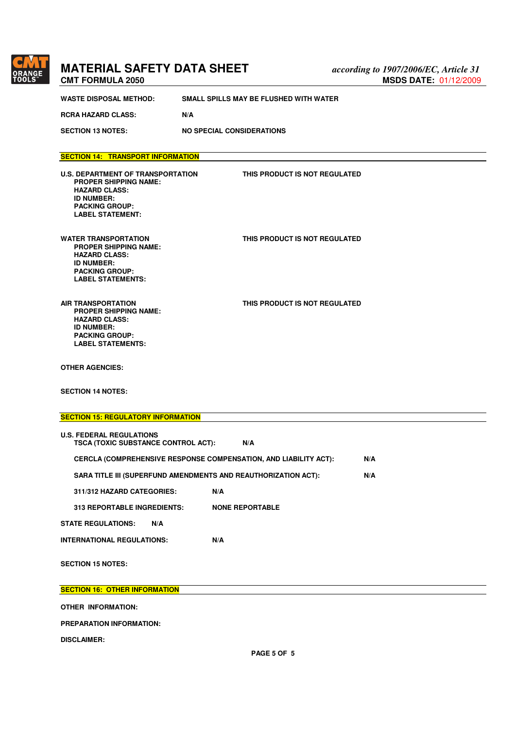WASTE DISPOSAL METHOD: SMALL SPILLS MAY BE FLUSHED WITH WATER

RCRA HAZARD CLASS: N/A

SECTION 13 NOTES: NO SPECIAL CONSIDERATIONS

## SECTION 14: TRANSPORT INFORMATION

**U.S. DEPARTMENT OF TRANSPORTATION** — THIS PRODUCT IS NOT REGULATED

- PROPER SHIPPING NAME:
- HAZARD CLASS:
- ID NUMBER:
- PACKING GROUP:
- LABEL STATEMENT:

**WATER TRANSPORTATION** — THIS PRODUCT IS NOT REGULATED

- PROPER SHIPPING NAME:
- HAZARD CLASS:
- ID NUMBER:
- PACKING GROUP:
- LABEL STATEMENTS:

**AIR TRANSPORTATION** — THIS PRODUCT IS NOT REGULATED

- PROPER SHIPPING NAME:
- HAZARD CLASS:
- ID NUMBER:
- PACKING GROUP:
- LABEL STATEMENTS:

OTHER AGENCIES:

SECTION 14 NOTES:

## SECTION 15: REGULATORY INFORMATION

**U.S. FEDERAL REGULATIONS**

- TSCA (TOXIC SUBSTANCE CONTROL ACT): N/A
- CERCLA (COMPREHENSIVE RESPONSE COMPENSATION, AND LIABILITY ACT): N/A
- SARA TITLE III (SUPERFUND AMENDMENTS AND REAUTHORIZATION ACT): N/A
- 311/312 HAZARD CATEGORIES: N/A
- 313 REPORTABLE INGREDIENTS: NONE REPORTABLE

STATE REGULATIONS: N/A

INTERNATIONAL REGULATIONS: N/A

SECTION 15 NOTES:

## SECTION 16: OTHER INFORMATION

OTHER INFORMATION:

PREPARATION INFORMATION:

DISCLAIMER: